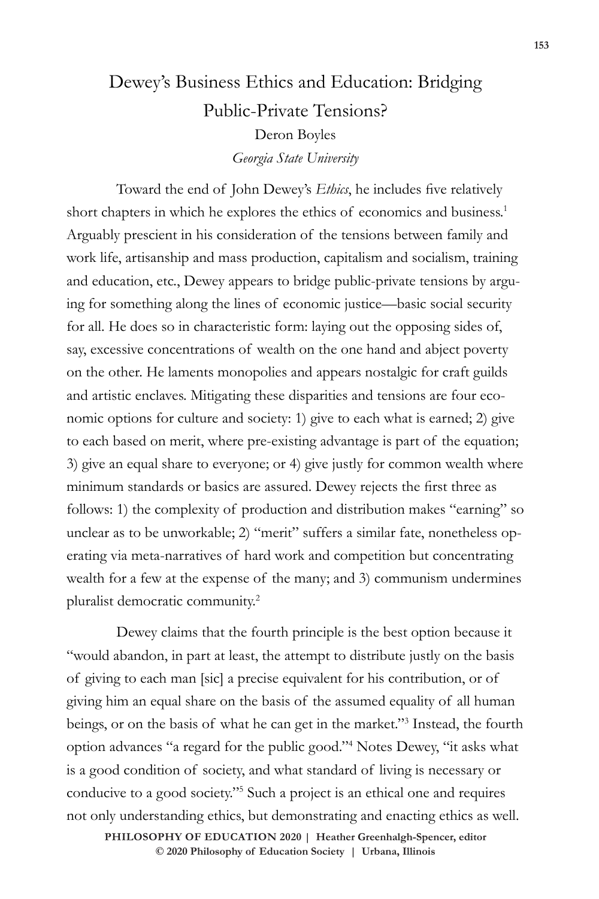# Dewey's Business Ethics and Education: Bridging Public-Private Tensions?

Deron Boyles

*Georgia State University*

Toward the end of John Dewey's *Ethics*, he includes five relatively short chapters in which he explores the ethics of economics and business.[1] Arguably prescient in his consideration of the tensions between family and work life, artisanship and mass production, capitalism and socialism, training and education, etc., Dewey appears to bridge public-private tensions by arguing for something along the lines of economic justice—basic social security for all. He does so in characteristic form: laying out the opposing sides of, say, excessive concentrations of wealth on the one hand and abject poverty on the other. He laments monopolies and appears nostalgic for craft guilds and artistic enclaves. Mitigating these disparities and tensions are four economic options for culture and society: 1) give to each what is earned; 2) give to each based on merit, where pre-existing advantage is part of the equation; 3) give an equal share to everyone; or 4) give justly for common wealth where minimum standards or basics are assured. Dewey rejects the first three as follows: 1) the complexity of production and distribution makes "earning" so unclear as to be unworkable; 2) "merit" suffers a similar fate, nonetheless operating via meta-narratives of hard work and competition but concentrating wealth for a few at the expense of the many; and 3) communism undermines pluralist democratic community.[2]

Dewey claims that the fourth principle is the best option because it "would abandon, in part at least, the attempt to distribute justly on the basis of giving to each man [sic] a precise equivalent for his contribution, or of giving him an equal share on the basis of the assumed equality of all human beings, or on the basis of what he can get in the market."[3] Instead, the fourth option advances "a regard for the public good."[4] Notes Dewey, "it asks what is a good condition of society, and what standard of living is necessary or conducive to a good society."[5] Such a project is an ethical one and requires not only understanding ethics, but demonstrating and enacting ethics as well.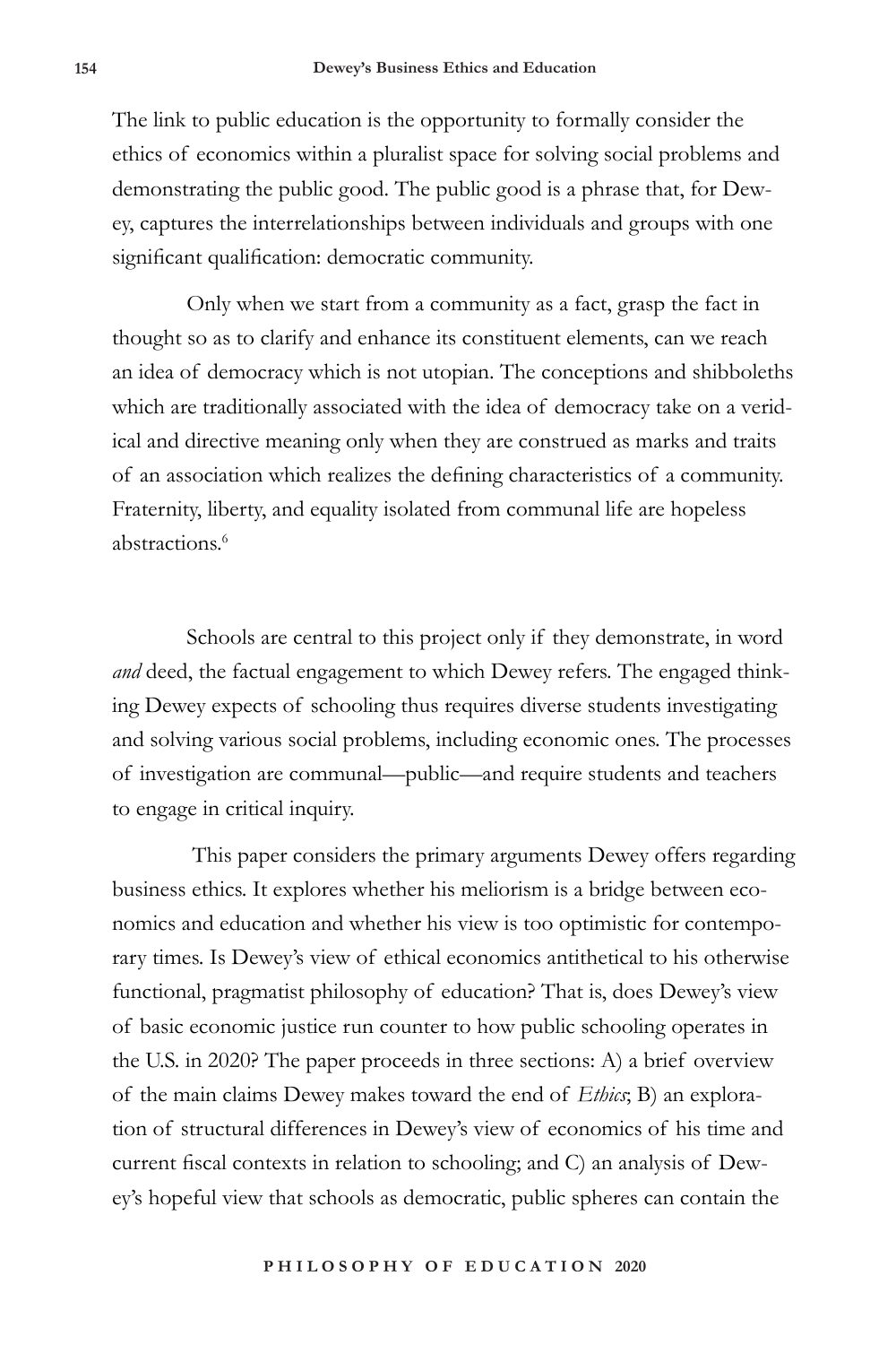The link to public education is the opportunity to formally consider the ethics of economics within a pluralist space for solving social problems and demonstrating the public good. The public good is a phrase that, for Dewey, captures the interrelationships between individuals and groups with one significant qualification: democratic community.

> Only when we start from a community as a fact, grasp the fact in thought so as to clarify and enhance its constituent elements, can we reach an idea of democracy which is not utopian. The conceptions and shibboleths which are traditionally associated with the idea of democracy take on a veridical and directive meaning only when they are construed as marks and traits of an association which realizes the defining characteristics of a community. Fraternity, liberty, and equality isolated from communal life are hopeless abstractions.[6]

Schools are central to this project only if they demonstrate, in word *and* deed, the factual engagement to which Dewey refers. The engaged thinking Dewey expects of schooling thus requires diverse students investigating and solving various social problems, including economic ones. The processes of investigation are communal—public—and require students and teachers to engage in critical inquiry.

This paper considers the primary arguments Dewey offers regarding business ethics. It explores whether his meliorism is a bridge between economics and education and whether his view is too optimistic for contemporary times. Is Dewey's view of ethical economics antithetical to his otherwise functional, pragmatist philosophy of education? That is, does Dewey's view of basic economic justice run counter to how public schooling operates in the U.S. in 2020? The paper proceeds in three sections: A) a brief overview of the main claims Dewey makes toward the end of *Ethics*; B) an exploration of structural differences in Dewey's view of economics of his time and current fiscal contexts in relation to schooling; and C) an analysis of Dewey's hopeful view that schools as democratic, public spheres can contain the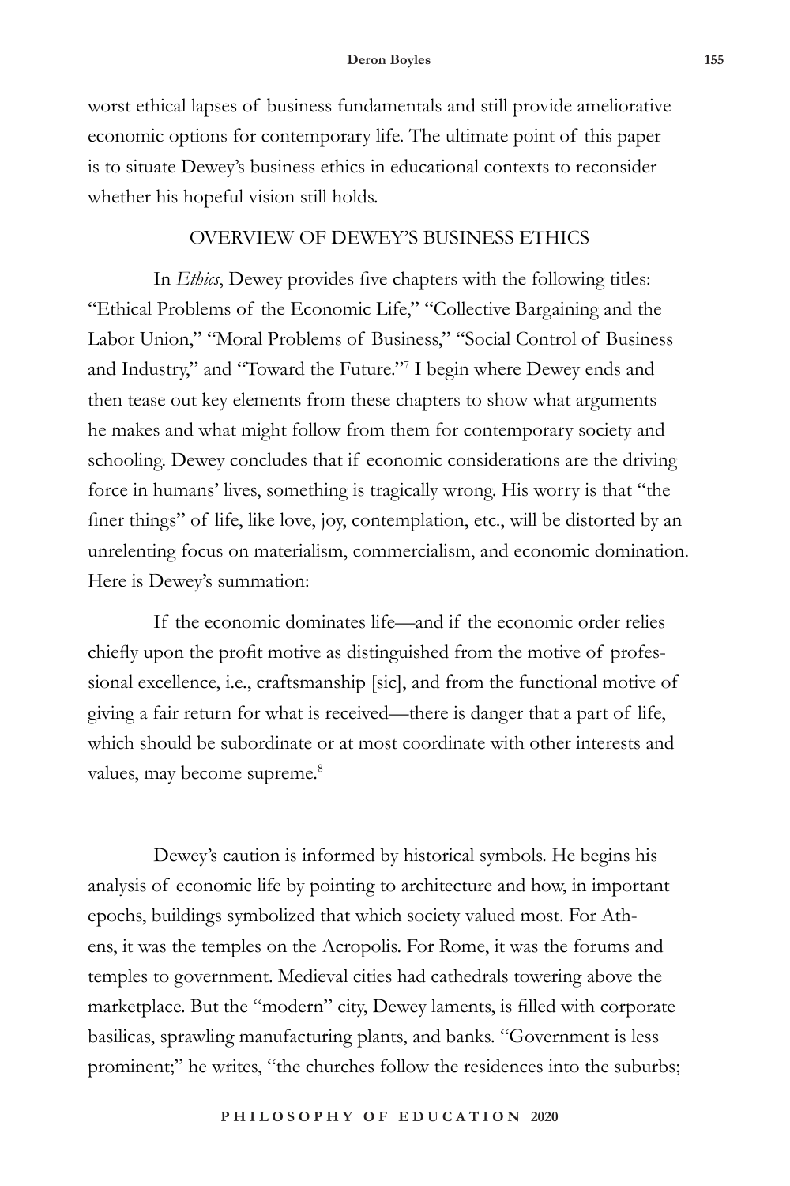worst ethical lapses of business fundamentals and still provide ameliorative economic options for contemporary life. The ultimate point of this paper is to situate Dewey's business ethics in educational contexts to reconsider whether his hopeful vision still holds.

## OVERVIEW OF DEWEY'S BUSINESS ETHICS

In *Ethics*, Dewey provides five chapters with the following titles: "Ethical Problems of the Economic Life," "Collective Bargaining and the Labor Union," "Moral Problems of Business," "Social Control of Business and Industry," and "Toward the Future."[7] I begin where Dewey ends and then tease out key elements from these chapters to show what arguments he makes and what might follow from them for contemporary society and schooling. Dewey concludes that if economic considerations are the driving force in humans' lives, something is tragically wrong. His worry is that "the finer things" of life, like love, joy, contemplation, etc., will be distorted by an unrelenting focus on materialism, commercialism, and economic domination. Here is Dewey's summation:

> If the economic dominates life—and if the economic order relies chiefly upon the profit motive as distinguished from the motive of professional excellence, i.e., craftsmanship [sic], and from the functional motive of giving a fair return for what is received—there is danger that a part of life, which should be subordinate or at most coordinate with other interests and values, may become supreme.[8]

Dewey's caution is informed by historical symbols. He begins his analysis of economic life by pointing to architecture and how, in important epochs, buildings symbolized that which society valued most. For Athens, it was the temples on the Acropolis. For Rome, it was the forums and temples to government. Medieval cities had cathedrals towering above the marketplace. But the "modern" city, Dewey laments, is filled with corporate basilicas, sprawling manufacturing plants, and banks. "Government is less prominent;" he writes, "the churches follow the residences into the suburbs;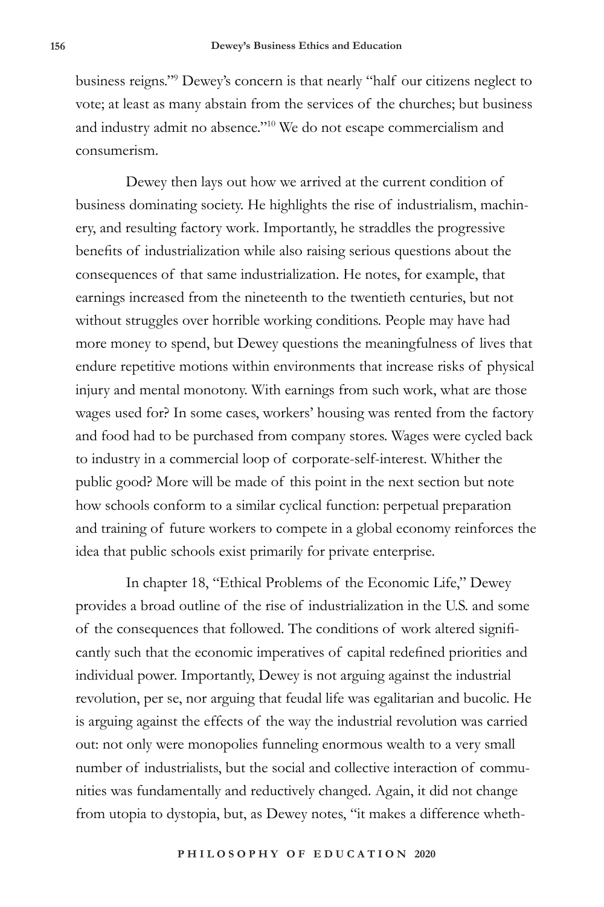business reigns."[9] Dewey's concern is that nearly "half our citizens neglect to vote; at least as many abstain from the services of the churches; but business and industry admit no absence."[10] We do not escape commercialism and consumerism.

Dewey then lays out how we arrived at the current condition of business dominating society. He highlights the rise of industrialism, machinery, and resulting factory work. Importantly, he straddles the progressive benefits of industrialization while also raising serious questions about the consequences of that same industrialization. He notes, for example, that earnings increased from the nineteenth to the twentieth centuries, but not without struggles over horrible working conditions. People may have had more money to spend, but Dewey questions the meaningfulness of lives that endure repetitive motions within environments that increase risks of physical injury and mental monotony. With earnings from such work, what are those wages used for? In some cases, workers' housing was rented from the factory and food had to be purchased from company stores. Wages were cycled back to industry in a commercial loop of corporate-self-interest. Whither the public good? More will be made of this point in the next section but note how schools conform to a similar cyclical function: perpetual preparation and training of future workers to compete in a global economy reinforces the idea that public schools exist primarily for private enterprise.

In chapter 18, "Ethical Problems of the Economic Life," Dewey provides a broad outline of the rise of industrialization in the U.S. and some of the consequences that followed. The conditions of work altered significantly such that the economic imperatives of capital redefined priorities and individual power. Importantly, Dewey is not arguing against the industrial revolution, per se, nor arguing that feudal life was egalitarian and bucolic. He is arguing against the effects of the way the industrial revolution was carried out: not only were monopolies funneling enormous wealth to a very small number of industrialists, but the social and collective interaction of communities was fundamentally and reductively changed. Again, it did not change from utopia to dystopia, but, as Dewey notes, "it makes a difference wheth-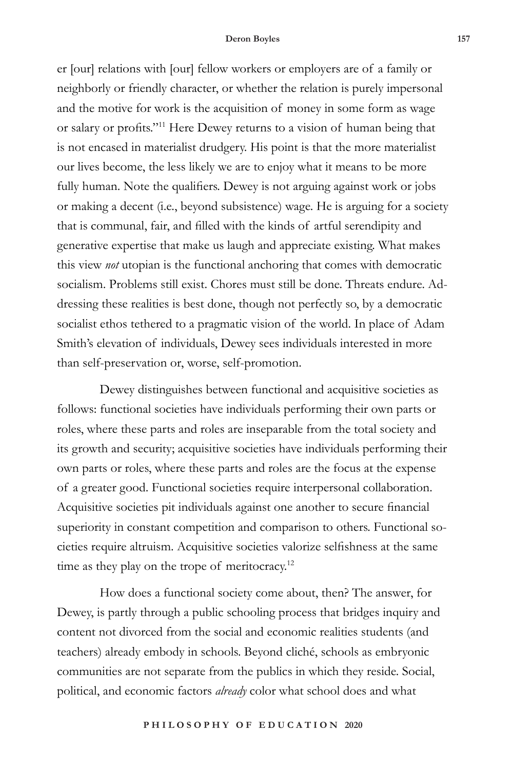er [our] relations with [our] fellow workers or employers are of a family or neighborly or friendly character, or whether the relation is purely impersonal and the motive for work is the acquisition of money in some form as wage or salary or profits."[11] Here Dewey returns to a vision of human being that is not encased in materialist drudgery. His point is that the more materialist our lives become, the less likely we are to enjoy what it means to be more fully human. Note the qualifiers. Dewey is not arguing against work or jobs or making a decent (i.e., beyond subsistence) wage. He is arguing for a society that is communal, fair, and filled with the kinds of artful serendipity and generative expertise that make us laugh and appreciate existing. What makes this view *not* utopian is the functional anchoring that comes with democratic socialism. Problems still exist. Chores must still be done. Threats endure. Addressing these realities is best done, though not perfectly so, by a democratic socialist ethos tethered to a pragmatic vision of the world. In place of Adam Smith's elevation of individuals, Dewey sees individuals interested in more than self-preservation or, worse, self-promotion.

Dewey distinguishes between functional and acquisitive societies as follows: functional societies have individuals performing their own parts or roles, where these parts and roles are inseparable from the total society and its growth and security; acquisitive societies have individuals performing their own parts or roles, where these parts and roles are the focus at the expense of a greater good. Functional societies require interpersonal collaboration. Acquisitive societies pit individuals against one another to secure financial superiority in constant competition and comparison to others. Functional societies require altruism. Acquisitive societies valorize selfishness at the same time as they play on the trope of meritocracy.[12]

How does a functional society come about, then? The answer, for Dewey, is partly through a public schooling process that bridges inquiry and content not divorced from the social and economic realities students (and teachers) already embody in schools. Beyond cliché, schools as embryonic communities are not separate from the publics in which they reside. Social, political, and economic factors *already* color what school does and what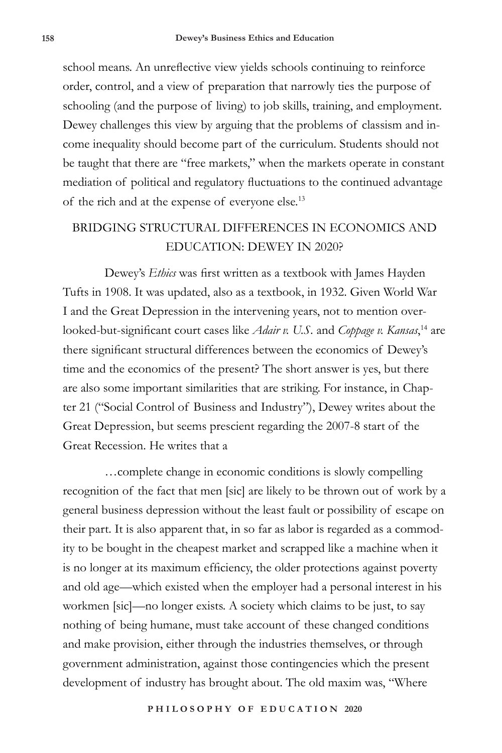school means. An unreflective view yields schools continuing to reinforce order, control, and a view of preparation that narrowly ties the purpose of schooling (and the purpose of living) to job skills, training, and employment. Dewey challenges this view by arguing that the problems of classism and income inequality should become part of the curriculum. Students should not be taught that there are "free markets," when the markets operate in constant mediation of political and regulatory fluctuations to the continued advantage of the rich and at the expense of everyone else.[13]

## BRIDGING STRUCTURAL DIFFERENCES IN ECONOMICS AND EDUCATION: DEWEY IN 2020?

Dewey's *Ethics* was first written as a textbook with James Hayden Tufts in 1908. It was updated, also as a textbook, in 1932. Given World War I and the Great Depression in the intervening years, not to mention overlooked-but-significant court cases like *Adair v. U.S.* and *Coppage v. Kansas*,[14] are there significant structural differences between the economics of Dewey's time and the economics of the present? The short answer is yes, but there are also some important similarities that are striking. For instance, in Chapter 21 ("Social Control of Business and Industry"), Dewey writes about the Great Depression, but seems prescient regarding the 2007-8 start of the Great Recession. He writes that a

> …complete change in economic conditions is slowly compelling recognition of the fact that men [sic] are likely to be thrown out of work by a general business depression without the least fault or possibility of escape on their part. It is also apparent that, in so far as labor is regarded as a commodity to be bought in the cheapest market and scrapped like a machine when it is no longer at its maximum efficiency, the older protections against poverty and old age—which existed when the employer had a personal interest in his workmen [sic]—no longer exists. A society which claims to be just, to say nothing of being humane, must take account of these changed conditions and make provision, either through the industries themselves, or through government administration, against those contingencies which the present development of industry has brought about. The old maxim was, "Where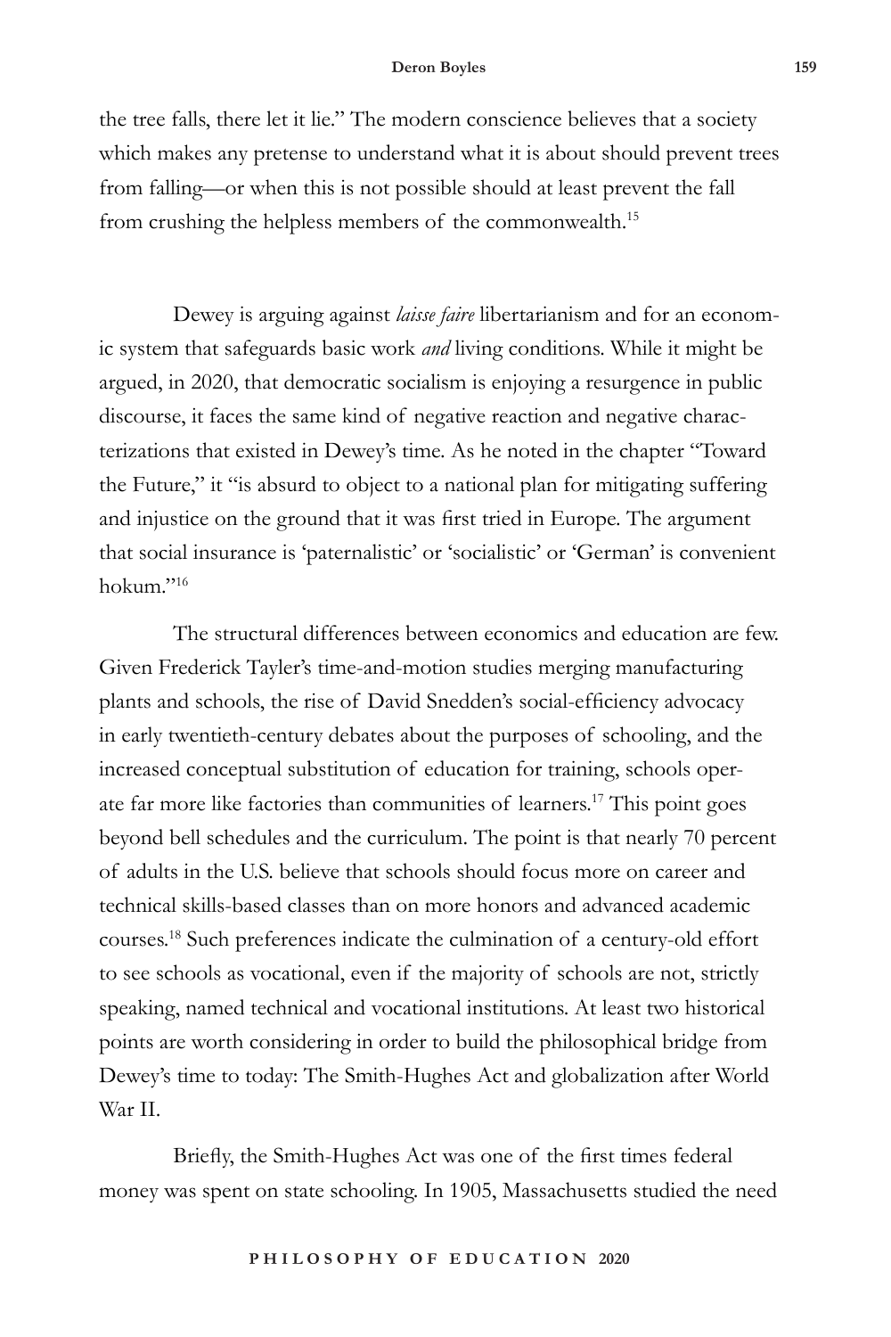the tree falls, there let it lie." The modern conscience believes that a society which makes any pretense to understand what it is about should prevent trees from falling—or when this is not possible should at least prevent the fall from crushing the helpless members of the commonwealth.[15]

Dewey is arguing against *laisse faire* libertarianism and for an economic system that safeguards basic work *and* living conditions. While it might be argued, in 2020, that democratic socialism is enjoying a resurgence in public discourse, it faces the same kind of negative reaction and negative characterizations that existed in Dewey's time. As he noted in the chapter "Toward the Future," it "is absurd to object to a national plan for mitigating suffering and injustice on the ground that it was first tried in Europe. The argument that social insurance is 'paternalistic' or 'socialistic' or 'German' is convenient hokum."[16]

The structural differences between economics and education are few. Given Frederick Tayler's time-and-motion studies merging manufacturing plants and schools, the rise of David Snedden's social-efficiency advocacy in early twentieth-century debates about the purposes of schooling, and the increased conceptual substitution of education for training, schools operate far more like factories than communities of learners.[17] This point goes beyond bell schedules and the curriculum. The point is that nearly 70 percent of adults in the U.S. believe that schools should focus more on career and technical skills-based classes than on more honors and advanced academic courses.[18] Such preferences indicate the culmination of a century-old effort to see schools as vocational, even if the majority of schools are not, strictly speaking, named technical and vocational institutions. At least two historical points are worth considering in order to build the philosophical bridge from Dewey's time to today: The Smith-Hughes Act and globalization after World War II.

Briefly, the Smith-Hughes Act was one of the first times federal money was spent on state schooling. In 1905, Massachusetts studied the need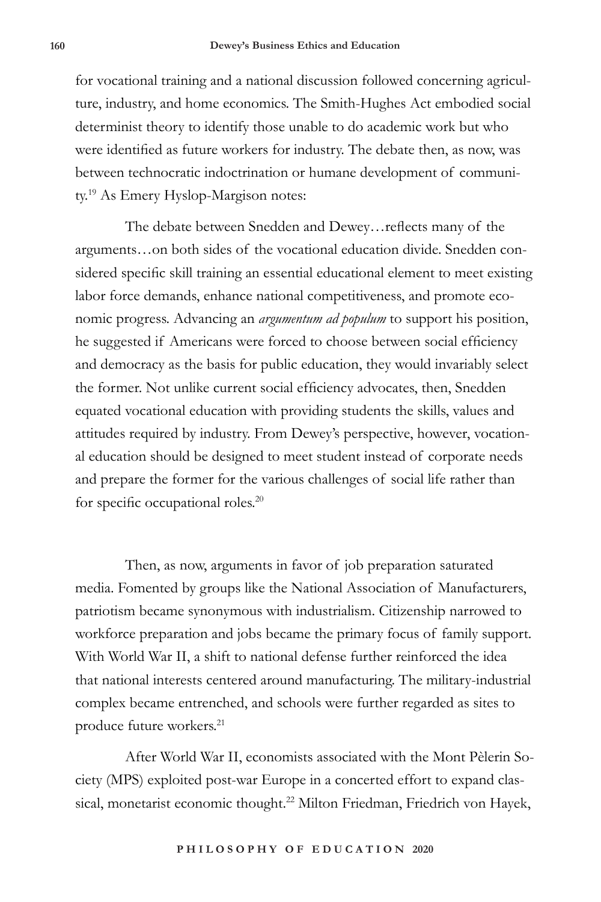for vocational training and a national discussion followed concerning agriculture, industry, and home economics. The Smith-Hughes Act embodied social determinist theory to identify those unable to do academic work but who were identified as future workers for industry. The debate then, as now, was between technocratic indoctrination or humane development of community.[19] As Emery Hyslop-Margison notes:

> The debate between Snedden and Dewey…reflects many of the arguments…on both sides of the vocational education divide. Snedden considered specific skill training an essential educational element to meet existing labor force demands, enhance national competitiveness, and promote economic progress. Advancing an *argumentum ad populum* to support his position, he suggested if Americans were forced to choose between social efficiency and democracy as the basis for public education, they would invariably select the former. Not unlike current social efficiency advocates, then, Snedden equated vocational education with providing students the skills, values and attitudes required by industry. From Dewey's perspective, however, vocational education should be designed to meet student instead of corporate needs and prepare the former for the various challenges of social life rather than for specific occupational roles.[20]

Then, as now, arguments in favor of job preparation saturated media. Fomented by groups like the National Association of Manufacturers, patriotism became synonymous with industrialism. Citizenship narrowed to workforce preparation and jobs became the primary focus of family support. With World War II, a shift to national defense further reinforced the idea that national interests centered around manufacturing. The military-industrial complex became entrenched, and schools were further regarded as sites to produce future workers.[21]

After World War II, economists associated with the Mont Pèlerin Society (MPS) exploited post-war Europe in a concerted effort to expand classical, monetarist economic thought.[22] Milton Friedman, Friedrich von Hayek,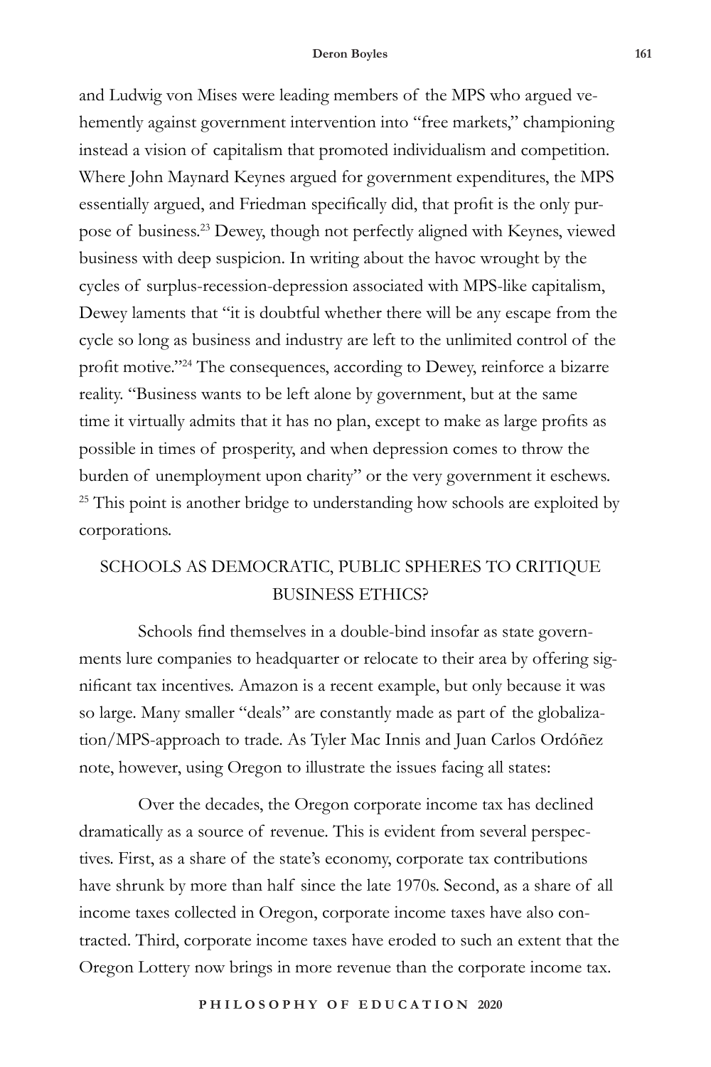and Ludwig von Mises were leading members of the MPS who argued vehemently against government intervention into "free markets," championing instead a vision of capitalism that promoted individualism and competition. Where John Maynard Keynes argued for government expenditures, the MPS essentially argued, and Friedman specifically did, that profit is the only purpose of business.[23] Dewey, though not perfectly aligned with Keynes, viewed business with deep suspicion. In writing about the havoc wrought by the cycles of surplus-recession-depression associated with MPS-like capitalism, Dewey laments that "it is doubtful whether there will be any escape from the cycle so long as business and industry are left to the unlimited control of the profit motive."[24] The consequences, according to Dewey, reinforce a bizarre reality. "Business wants to be left alone by government, but at the same time it virtually admits that it has no plan, except to make as large profits as possible in times of prosperity, and when depression comes to throw the burden of unemployment upon charity" or the very government it eschews.[25] This point is another bridge to understanding how schools are exploited by corporations.

## SCHOOLS AS DEMOCRATIC, PUBLIC SPHERES TO CRITIQUE BUSINESS ETHICS?

Schools find themselves in a double-bind insofar as state governments lure companies to headquarter or relocate to their area by offering significant tax incentives. Amazon is a recent example, but only because it was so large. Many smaller "deals" are constantly made as part of the globalization/MPS-approach to trade. As Tyler Mac Innis and Juan Carlos Ordóñez note, however, using Oregon to illustrate the issues facing all states:

> Over the decades, the Oregon corporate income tax has declined dramatically as a source of revenue. This is evident from several perspectives. First, as a share of the state's economy, corporate tax contributions have shrunk by more than half since the late 1970s. Second, as a share of all income taxes collected in Oregon, corporate income taxes have also contracted. Third, corporate income taxes have eroded to such an extent that the Oregon Lottery now brings in more revenue than the corporate income tax.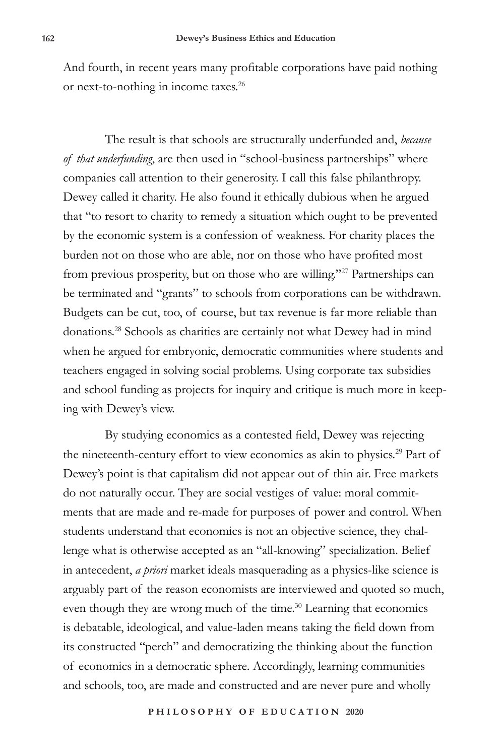And fourth, in recent years many profitable corporations have paid nothing or next-to-nothing in income taxes.[26]

The result is that schools are structurally underfunded and, *because of that underfunding*, are then used in "school-business partnerships" where companies call attention to their generosity. I call this false philanthropy. Dewey called it charity. He also found it ethically dubious when he argued that "to resort to charity to remedy a situation which ought to be prevented by the economic system is a confession of weakness. For charity places the burden not on those who are able, nor on those who have profited most from previous prosperity, but on those who are willing."[27] Partnerships can be terminated and "grants" to schools from corporations can be withdrawn. Budgets can be cut, too, of course, but tax revenue is far more reliable than donations.[28] Schools as charities are certainly not what Dewey had in mind when he argued for embryonic, democratic communities where students and teachers engaged in solving social problems. Using corporate tax subsidies and school funding as projects for inquiry and critique is much more in keeping with Dewey's view.

By studying economics as a contested field, Dewey was rejecting the nineteenth-century effort to view economics as akin to physics.[29] Part of Dewey's point is that capitalism did not appear out of thin air. Free markets do not naturally occur. They are social vestiges of value: moral commitments that are made and re-made for purposes of power and control. When students understand that economics is not an objective science, they challenge what is otherwise accepted as an "all-knowing" specialization. Belief in antecedent, *a priori* market ideals masquerading as a physics-like science is arguably part of the reason economists are interviewed and quoted so much, even though they are wrong much of the time.[30] Learning that economics is debatable, ideological, and value-laden means taking the field down from its constructed "perch" and democratizing the thinking about the function of economics in a democratic sphere. Accordingly, learning communities and schools, too, are made and constructed and are never pure and wholly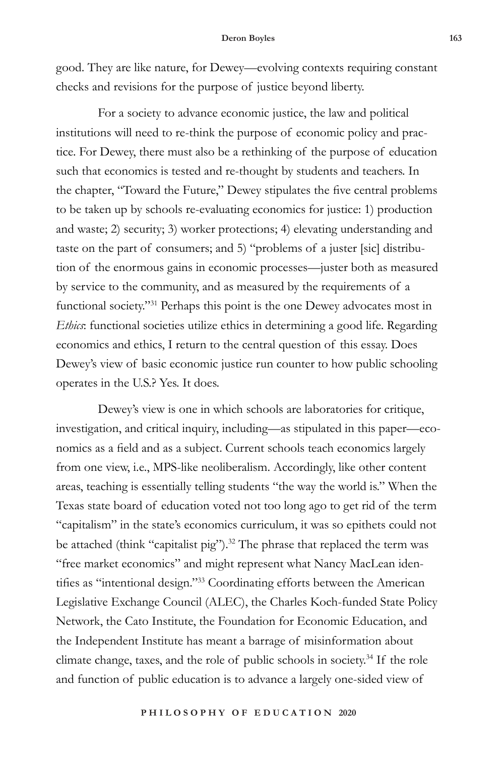good. They are like nature, for Dewey—evolving contexts requiring constant checks and revisions for the purpose of justice beyond liberty.

For a society to advance economic justice, the law and political institutions will need to re-think the purpose of economic policy and practice. For Dewey, there must also be a rethinking of the purpose of education such that economics is tested and re-thought by students and teachers. In the chapter, "Toward the Future," Dewey stipulates the five central problems to be taken up by schools re-evaluating economics for justice: 1) production and waste; 2) security; 3) worker protections; 4) elevating understanding and taste on the part of consumers; and 5) "problems of a juster [sic] distribution of the enormous gains in economic processes—juster both as measured by service to the community, and as measured by the requirements of a functional society."[31] Perhaps this point is the one Dewey advocates most in *Ethics*: functional societies utilize ethics in determining a good life. Regarding economics and ethics, I return to the central question of this essay. Does Dewey's view of basic economic justice run counter to how public schooling operates in the U.S.? Yes. It does.

Dewey's view is one in which schools are laboratories for critique, investigation, and critical inquiry, including—as stipulated in this paper—economics as a field and as a subject. Current schools teach economics largely from one view, i.e., MPS-like neoliberalism. Accordingly, like other content areas, teaching is essentially telling students "the way the world is." When the Texas state board of education voted not too long ago to get rid of the term "capitalism" in the state's economics curriculum, it was so epithets could not be attached (think "capitalist pig").[32] The phrase that replaced the term was "free market economics" and might represent what Nancy MacLean identifies as "intentional design."[33] Coordinating efforts between the American Legislative Exchange Council (ALEC), the Charles Koch-funded State Policy Network, the Cato Institute, the Foundation for Economic Education, and the Independent Institute has meant a barrage of misinformation about climate change, taxes, and the role of public schools in society.[34] If the role and function of public education is to advance a largely one-sided view of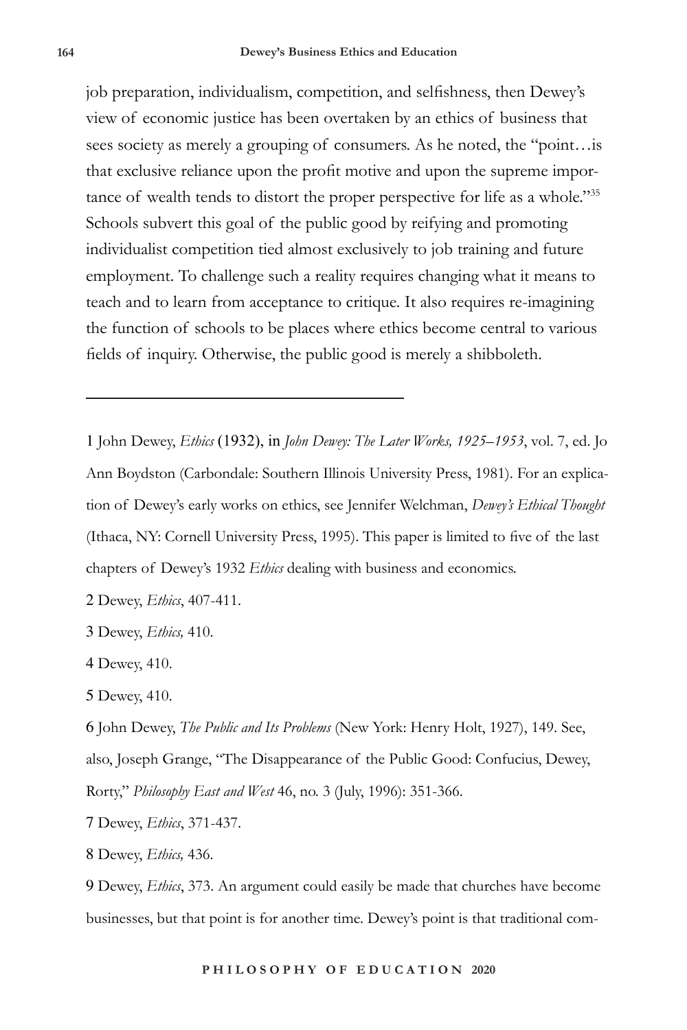job preparation, individualism, competition, and selfishness, then Dewey's view of economic justice has been overtaken by an ethics of business that sees society as merely a grouping of consumers. As he noted, the "point…is that exclusive reliance upon the profit motive and upon the supreme importance of wealth tends to distort the proper perspective for life as a whole."[35] Schools subvert this goal of the public good by reifying and promoting individualist competition tied almost exclusively to job training and future employment. To challenge such a reality requires changing what it means to teach and to learn from acceptance to critique. It also requires re-imagining the function of schools to be places where ethics become central to various fields of inquiry. Otherwise, the public good is merely a shibboleth.

---

1 John Dewey, *Ethics* (1932), in *John Dewey: The Later Works, 1925–1953*, vol. 7, ed. Jo Ann Boydston (Carbondale: Southern Illinois University Press, 1981). For an explication of Dewey's early works on ethics, see Jennifer Welchman, *Dewey's Ethical Thought* (Ithaca, NY: Cornell University Press, 1995). This paper is limited to five of the last chapters of Dewey's 1932 *Ethics* dealing with business and economics.

2 Dewey, *Ethics*, 407-411.

3 Dewey, *Ethics,* 410.

4 Dewey, 410.

5 Dewey, 410.

6 John Dewey, *The Public and Its Problems* (New York: Henry Holt, 1927), 149. See, also, Joseph Grange, "The Disappearance of the Public Good: Confucius, Dewey, Rorty," *Philosophy East and West* 46, no. 3 (July, 1996): 351-366.

7 Dewey, *Ethics*, 371-437.

8 Dewey, *Ethics,* 436.

9 Dewey, *Ethics*, 373. An argument could easily be made that churches have become businesses, but that point is for another time. Dewey's point is that traditional com-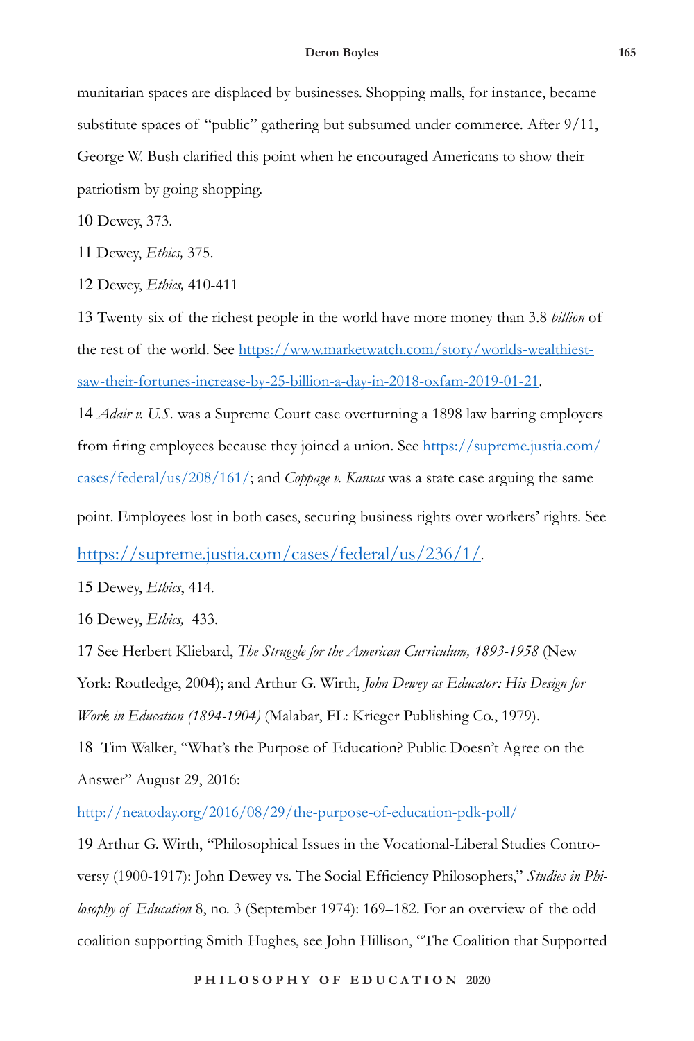munitarian spaces are displaced by businesses. Shopping malls, for instance, became substitute spaces of "public" gathering but subsumed under commerce. After 9/11, George W. Bush clarified this point when he encouraged Americans to show their patriotism by going shopping.

10 Dewey, 373.

11 Dewey, *Ethics,* 375.

12 Dewey, *Ethics,* 410-411

13 Twenty-six of the richest people in the world have more money than 3.8 *billion* of the rest of the world. See https://www.marketwatch.com/story/worlds-wealthiest-saw-their-fortunes-increase-by-25-billion-a-day-in-2018-oxfam-2019-01-21.

14 *Adair v. U.S*. was a Supreme Court case overturning a 1898 law barring employers from firing employees because they joined a union. See https://supreme.justia.com/cases/federal/us/208/161/; and *Coppage v. Kansas* was a state case arguing the same point. Employees lost in both cases, securing business rights over workers' rights. See https://supreme.justia.com/cases/federal/us/236/1/.

15 Dewey, *Ethics*, 414.

16 Dewey, *Ethics,* 433.

17 See Herbert Kliebard, *The Struggle for the American Curriculum, 1893-1958* (New York: Routledge, 2004); and Arthur G. Wirth, *John Dewey as Educator: His Design for Work in Education (1894-1904)* (Malabar, FL: Krieger Publishing Co., 1979).

18 Tim Walker, "What's the Purpose of Education? Public Doesn't Agree on the Answer" August 29, 2016: http://neatoday.org/2016/08/29/the-purpose-of-education-pdk-poll/

19 Arthur G. Wirth, "Philosophical Issues in the Vocational-Liberal Studies Controversy (1900-1917): John Dewey vs. The Social Efficiency Philosophers," *Studies in Philosophy of Education* 8, no. 3 (September 1974): 169–182. For an overview of the odd coalition supporting Smith-Hughes, see John Hillison, "The Coalition that Supported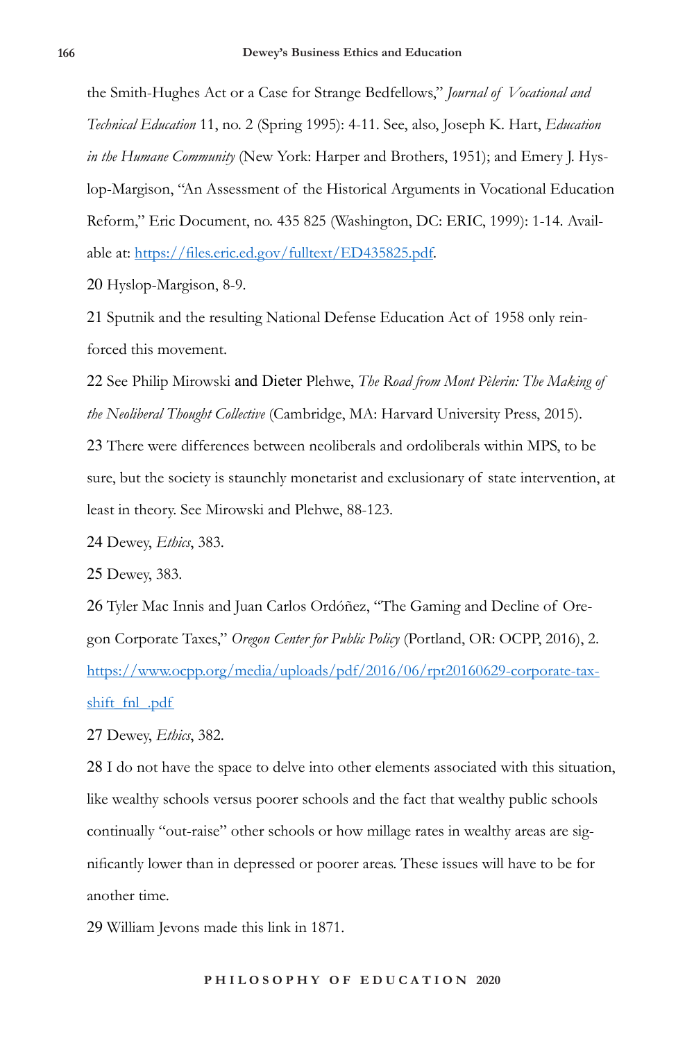the Smith-Hughes Act or a Case for Strange Bedfellows," *Journal of Vocational and Technical Education* 11, no. 2 (Spring 1995): 4-11. See, also, Joseph K. Hart, *Education in the Humane Community* (New York: Harper and Brothers, 1951); and Emery J. Hyslop-Margison, "An Assessment of the Historical Arguments in Vocational Education Reform," Eric Document, no. 435 825 (Washington, DC: ERIC, 1999): 1-14. Available at: https://files.eric.ed.gov/fulltext/ED435825.pdf.

20 Hyslop-Margison, 8-9.

21 Sputnik and the resulting National Defense Education Act of 1958 only reinforced this movement.

22 See Philip Mirowski and Dieter Plehwe, *The Road from Mont Pèlerin: The Making of the Neoliberal Thought Collective* (Cambridge, MA: Harvard University Press, 2015).

23 There were differences between neoliberals and ordoliberals within MPS, to be sure, but the society is staunchly monetarist and exclusionary of state intervention, at least in theory. See Mirowski and Plehwe, 88-123.

24 Dewey, *Ethics*, 383.

25 Dewey, 383.

26 Tyler Mac Innis and Juan Carlos Ordóñez, "The Gaming and Decline of Oregon Corporate Taxes," *Oregon Center for Public Policy* (Portland, OR: OCPP, 2016), 2. https://www.ocpp.org/media/uploads/pdf/2016/06/rpt20160629-corporate-tax-shift_fnl_.pdf

27 Dewey, *Ethics*, 382.

28 I do not have the space to delve into other elements associated with this situation, like wealthy schools versus poorer schools and the fact that wealthy public schools continually "out-raise" other schools or how millage rates in wealthy areas are significantly lower than in depressed or poorer areas. These issues will have to be for another time.

29 William Jevons made this link in 1871.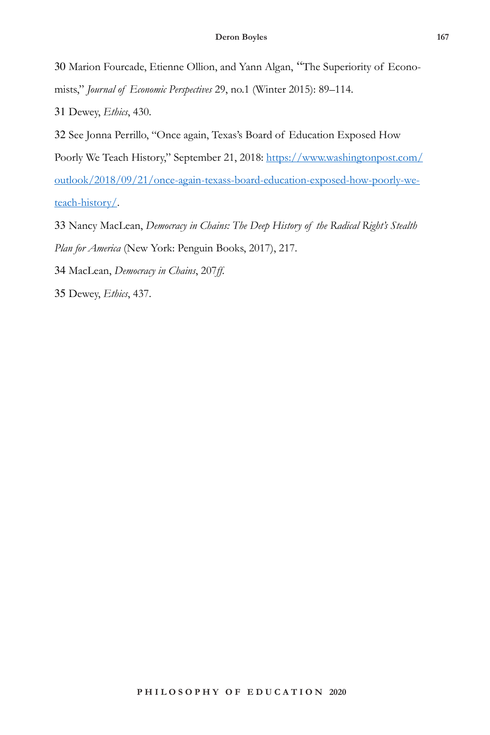30 Marion Fourcade, Etienne Ollion, and Yann Algan, "The Superiority of Economists," *Journal of Economic Perspectives* 29, no.1 (Winter 2015): 89–114.

31 Dewey, *Ethics*, 430.

32 See Jonna Perrillo, "Once again, Texas's Board of Education Exposed How Poorly We Teach History," September 21, 2018: [https://www.washingtonpost.com/outlook/2018/09/21/once-again-texass-board-education-exposed-how-poorly-we-teach-history/](https://www.washingtonpost.com/outlook/2018/09/21/once-again-texass-board-education-exposed-how-poorly-we-teach-history/).

33 Nancy MacLean, *Democracy in Chains: The Deep History of the Radical Right's Stealth Plan for America* (New York: Penguin Books, 2017), 217.

34 MacLean, *Democracy in Chains*, 207*ff.*

35 Dewey, *Ethics*, 437.